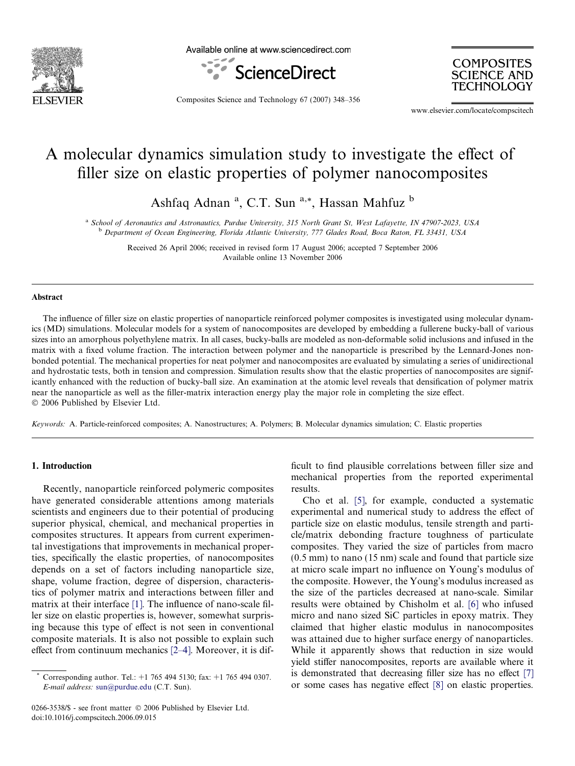# A molecular dynamics simulation study to investigate the effect of filler size on elastic properties of polymer nanocomposites

Ashfaq Adnan [a], C.T. Sun [a,*], Hassan Mahfuz [b]

[a] *School of Aeronautics and Astronautics, Purdue University, 315 North Grant St, West Lafayette, IN 47907-2023, USA*
[b] *Department of Ocean Engineering, Florida Atlantic University, 777 Glades Road, Boca Raton, FL 33431, USA*

Received 26 April 2006; received in revised form 17 August 2006; accepted 7 September 2006
Available online 13 November 2006

## Abstract

The influence of filler size on elastic properties of nanoparticle reinforced polymer composites is investigated using molecular dynamics (MD) simulations. Molecular models for a system of nanocomposites are developed by embedding a fullerene bucky-ball of various sizes into an amorphous polyethylene matrix. In all cases, bucky-balls are modeled as non-deformable solid inclusions and infused in the matrix with a fixed volume fraction. The interaction between polymer and the nanoparticle is prescribed by the Lennard-Jones non-bonded potential. The mechanical properties for neat polymer and nanocomposites are evaluated by simulating a series of unidirectional and hydrostatic tests, both in tension and compression. Simulation results show that the elastic properties of nanocomposites are significantly enhanced with the reduction of bucky-ball size. An examination at the atomic level reveals that densification of polymer matrix near the nanoparticle as well as the filler-matrix interaction energy play the major role in completing the size effect.
© 2006 Published by Elsevier Ltd.

*Keywords:* A. Particle-reinforced composites; A. Nanostructures; A. Polymers; B. Molecular dynamics simulation; C. Elastic properties

## 1. Introduction

Recently, nanoparticle reinforced polymeric composites have generated considerable attentions among materials scientists and engineers due to their potential of producing superior physical, chemical, and mechanical properties in composites structures. It appears from current experimental investigations that improvements in mechanical properties, specifically the elastic properties, of nanocomposites depends on a set of factors including nanoparticle size, shape, volume fraction, degree of dispersion, characteristics of polymer matrix and interactions between filler and matrix at their interface [1]. The influence of nano-scale filler size on elastic properties is, however, somewhat surprising because this type of effect is not seen in conventional composite materials. It is also not possible to explain such effect from continuum mechanics [2–4]. Moreover, it is difficult to find plausible correlations between filler size and mechanical properties from the reported experimental results.

Cho et al. [5], for example, conducted a systematic experimental and numerical study to address the effect of particle size on elastic modulus, tensile strength and particle/matrix debonding fracture toughness of particulate composites. They varied the size of particles from macro (0.5 mm) to nano (15 nm) scale and found that particle size at micro scale impart no influence on Young's modulus of the composite. However, the Young's modulus increased as the size of the particles decreased at nano-scale. Similar results were obtained by Chisholm et al. [6] who infused micro and nano sized SiC particles in epoxy matrix. They claimed that higher elastic modulus in nanocomposites was attained due to higher surface energy of nanoparticles. While it apparently shows that reduction in size would yield stiffer nanocomposites, reports are available where it is demonstrated that decreasing filler size has no effect [7] or some cases has negative effect [8] on elastic properties.

* Corresponding author. Tel.: +1 765 494 5130; fax: +1 765 494 0307.
*E-mail address:* sun@purdue.edu (C.T. Sun).

0266-3538/$ - see front matter © 2006 Published by Elsevier Ltd.
doi:10.1016/j.compscitech.2006.09.015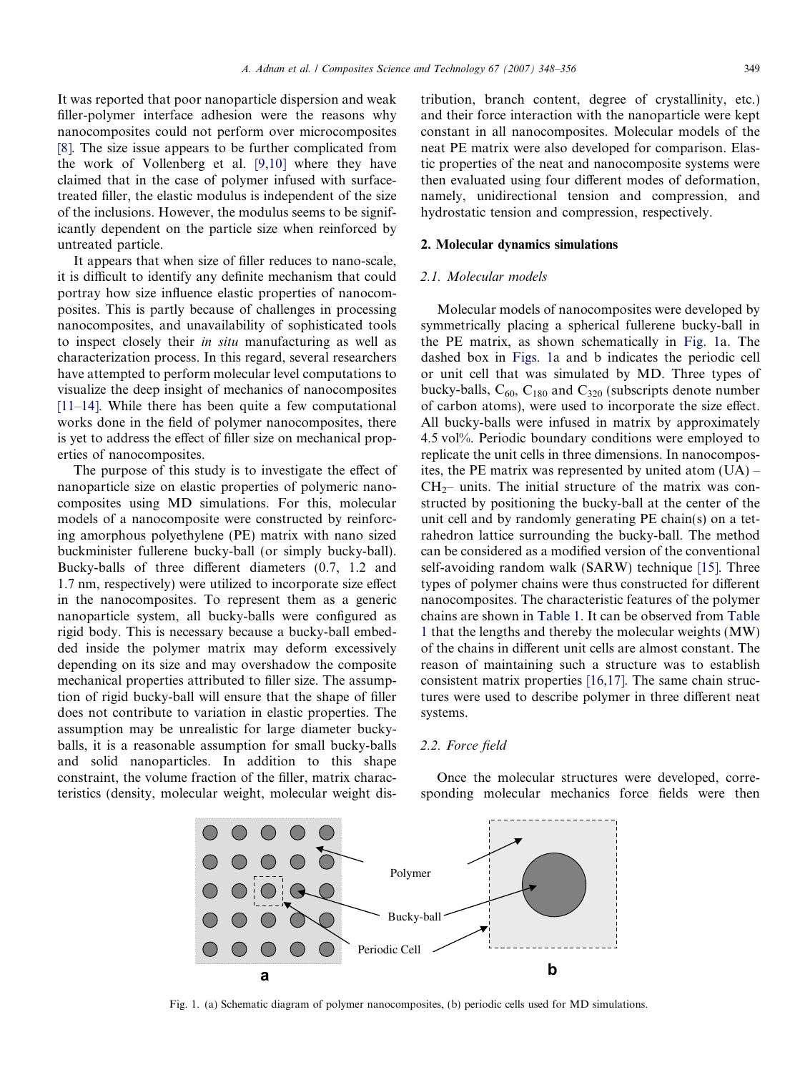It was reported that poor nanoparticle dispersion and weak filler-polymer interface adhesion were the reasons why nanocomposites could not perform over microcomposites [8]. The size issue appears to be further complicated from the work of Vollenberg et al. [9,10] where they have claimed that in the case of polymer infused with surface-treated filler, the elastic modulus is independent of the size of the inclusions. However, the modulus seems to be significantly dependent on the particle size when reinforced by untreated particle.

It appears that when size of filler reduces to nano-scale, it is difficult to identify any definite mechanism that could portray how size influence elastic properties of nanocomposites. This is partly because of challenges in processing nanocomposites, and unavailability of sophisticated tools to inspect closely their *in situ* manufacturing as well as characterization process. In this regard, several researchers have attempted to perform molecular level computations to visualize the deep insight of mechanics of nanocomposites [11–14]. While there has been quite a few computational works done in the field of polymer nanocomposites, there is yet to address the effect of filler size on mechanical properties of nanocomposites.

The purpose of this study is to investigate the effect of nanoparticle size on elastic properties of polymeric nanocomposites using MD simulations. For this, molecular models of a nanocomposite were constructed by reinforcing amorphous polyethylene (PE) matrix with nano sized buckminister fullerene bucky-ball (or simply bucky-ball). Bucky-balls of three different diameters (0.7, 1.2 and 1.7 nm, respectively) were utilized to incorporate size effect in the nanocomposites. To represent them as a generic nanoparticle system, all bucky-balls were configured as rigid body. This is necessary because a bucky-ball embedded inside the polymer matrix may deform excessively depending on its size and may overshadow the composite mechanical properties attributed to filler size. The assumption of rigid bucky-ball will ensure that the shape of filler does not contribute to variation in elastic properties. The assumption may be unrealistic for large diameter bucky-balls, it is a reasonable assumption for small bucky-balls and solid nanoparticles. In addition to this shape constraint, the volume fraction of the filler, matrix characteristics (density, molecular weight, molecular weight distribution, branch content, degree of crystallinity, etc.) and their force interaction with the nanoparticle were kept constant in all nanocomposites. Molecular models of the neat PE matrix were also developed for comparison. Elastic properties of the neat and nanocomposite systems were then evaluated using four different modes of deformation, namely, unidirectional tension and compression, and hydrostatic tension and compression, respectively.

## 2. Molecular dynamics simulations

### 2.1. Molecular models

Molecular models of nanocomposites were developed by symmetrically placing a spherical fullerene bucky-ball in the PE matrix, as shown schematically in Fig. 1a. The dashed box in Figs. 1a and b indicates the periodic cell or unit cell that was simulated by MD. Three types of bucky-balls, $C_{60}$, $C_{180}$ and $C_{320}$ (subscripts denote number of carbon atoms), were used to incorporate the size effect. All bucky-balls were infused in matrix by approximately 4.5 vol%. Periodic boundary conditions were employed to replicate the unit cells in three dimensions. In nanocomposites, the PE matrix was represented by united atom (UA) – $CH_2$– units. The initial structure of the matrix was constructed by positioning the bucky-ball at the center of the unit cell and by randomly generating PE chain(s) on a tetrahedron lattice surrounding the bucky-ball. The method can be considered as a modified version of the conventional self-avoiding random walk (SARW) technique [15]. Three types of polymer chains were thus constructed for different nanocomposites. The characteristic features of the polymer chains are shown in Table 1. It can be observed from Table 1 that the lengths and thereby the molecular weights (MW) of the chains in different unit cells are almost constant. The reason of maintaining such a structure was to establish consistent matrix properties [16,17]. The same chain structures were used to describe polymer in three different neat systems.

### 2.2. Force field

Once the molecular structures were developed, corresponding molecular mechanics force fields were then

Polymer

Bucky-ball

Periodic Cell

a

b

Fig. 1. (a) Schematic diagram of polymer nanocomposites, (b) periodic cells used for MD simulations.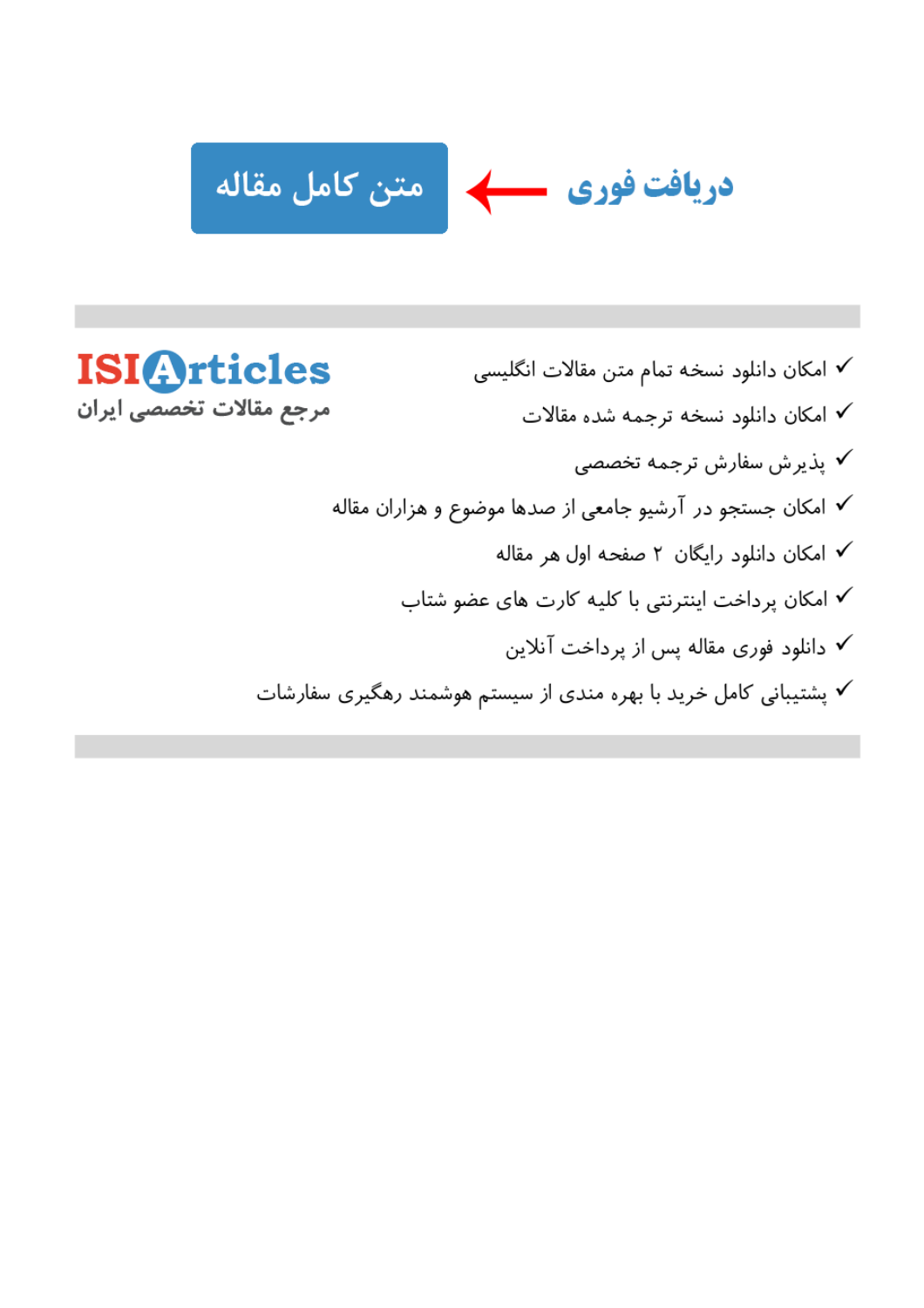**دریافت فوری** ← **متن کامل مقاله**

**ISIArticles**
مرجع مقالات تخصصی ایران

- ✓ امکان دانلود نسخه تمام متن مقالات انگلیسی
- ✓ امکان دانلود نسخه ترجمه شده مقالات
- ✓ پذیرش سفارش ترجمه تخصصی
- ✓ امکان جستجو در آرشیو جامعی از صدها موضوع و هزاران مقاله
- ✓ امکان دانلود رایگان ۲ صفحه اول هر مقاله
- ✓ امکان پرداخت اینترنتی با کلیه کارت های عضو شتاب
- ✓ دانلود فوری مقاله پس از پرداخت آنلاین
- ✓ پشتیبانی کامل خرید با بهره مندی از سیستم هوشمند رهگیری سفارشات